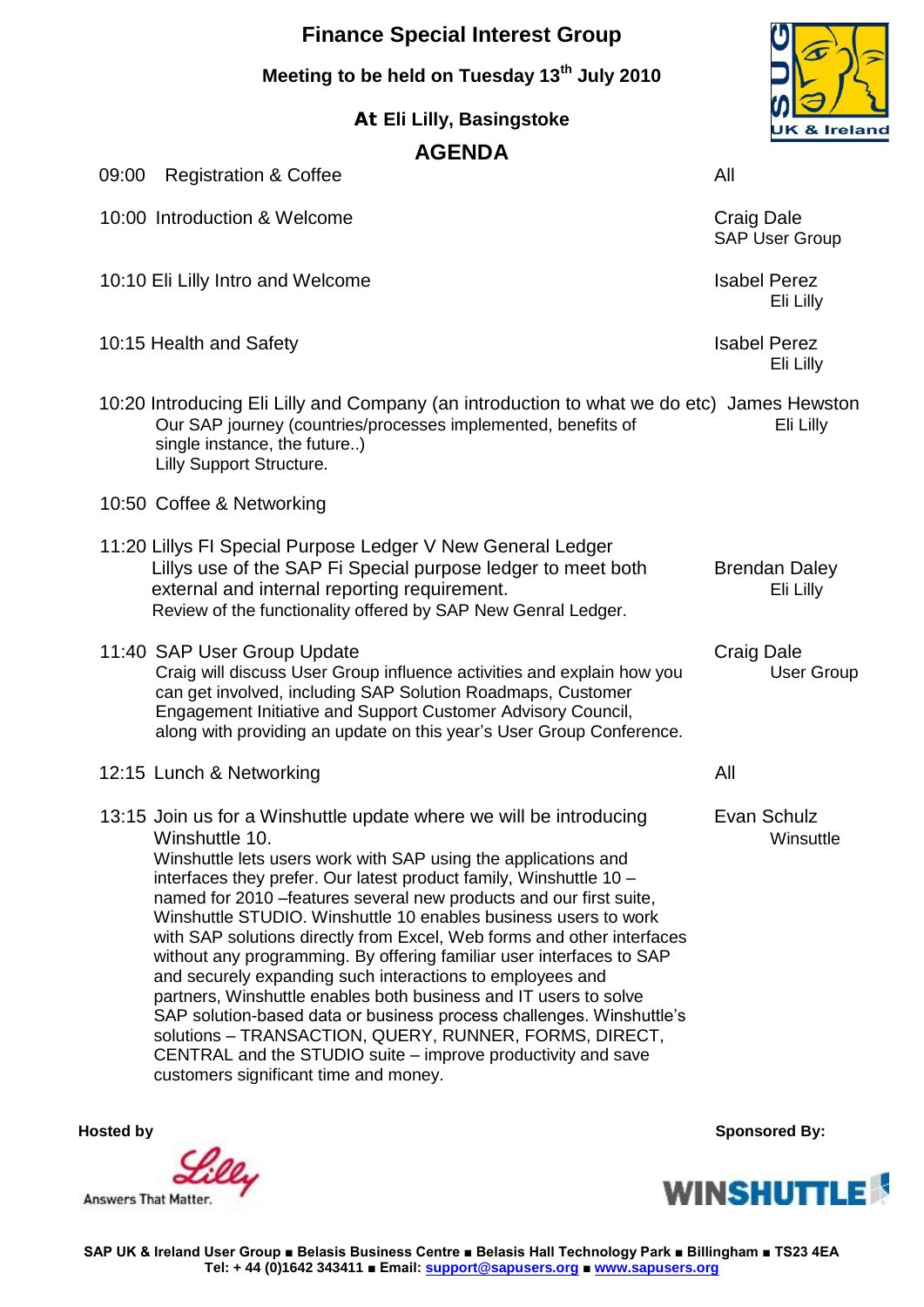# Finance Special Interest Group

## Meeting to be held on Tuesday 13th July 2010

### At Eli Lilly, Basingstoke

## AGENDA

| Time | Item | Presenter |
|---|---|---|
| 09:00 | Registration & Coffee | All |
| 10:00 | Introduction & Welcome | Craig Dale<br>SAP User Group |
| 10:10 | Eli Lilly Intro and Welcome | Isabel Perez<br>Eli Lilly |
| 10:15 | Health and Safety | Isabel Perez<br>Eli Lilly |
| 10:20 | Introducing Eli Lilly and Company (an introduction to what we do etc)<br>Our SAP journey (countries/processes implemented, benefits of single instance, the future..)<br>Lilly Support Structure. | James Hewston<br>Eli Lilly |
| 10:50 | Coffee & Networking | |
| 11:20 | Lillys FI Special Purpose Ledger V New General Ledger<br>Lillys use of the SAP Fi Special purpose ledger to meet both external and internal reporting requirement.<br>Review of the functionality offered by SAP New Genral Ledger. | Brendan Daley<br>Eli Lilly |
| 11:40 | SAP User Group Update<br>Craig will discuss User Group influence activities and explain how you can get involved, including SAP Solution Roadmaps, Customer Engagement Initiative and Support Customer Advisory Council, along with providing an update on this year's User Group Conference. | Craig Dale<br>User Group |
| 12:15 | Lunch & Networking | All |
| 13:15 | Join us for a Winshuttle update where we will be introducing Winshuttle 10.<br>Winshuttle lets users work with SAP using the applications and interfaces they prefer. Our latest product family, Winshuttle 10 – named for 2010 –features several new products and our first suite, Winshuttle STUDIO. Winshuttle 10 enables business users to work with SAP solutions directly from Excel, Web forms and other interfaces without any programming. By offering familiar user interfaces to SAP and securely expanding such interactions to employees and partners, Winshuttle enables both business and IT users to solve SAP solution-based data or business process challenges. Winshuttle's solutions – TRANSACTION, QUERY, RUNNER, FORMS, DIRECT, CENTRAL and the STUDIO suite – improve productivity and save customers significant time and money. | Evan Schulz<br>Winsuttle |

**Hosted by** Lilly – Answers That Matter.

**Sponsored By:** WINSHUTTLE

**SAP UK & Ireland User Group ■ Belasis Business Centre ■ Belasis Hall Technology Park ■ Billingham ■ TS23 4EA**
**Tel: + 44 (0)1642 343411 ■ Email: support@sapusers.org ■ www.sapusers.org**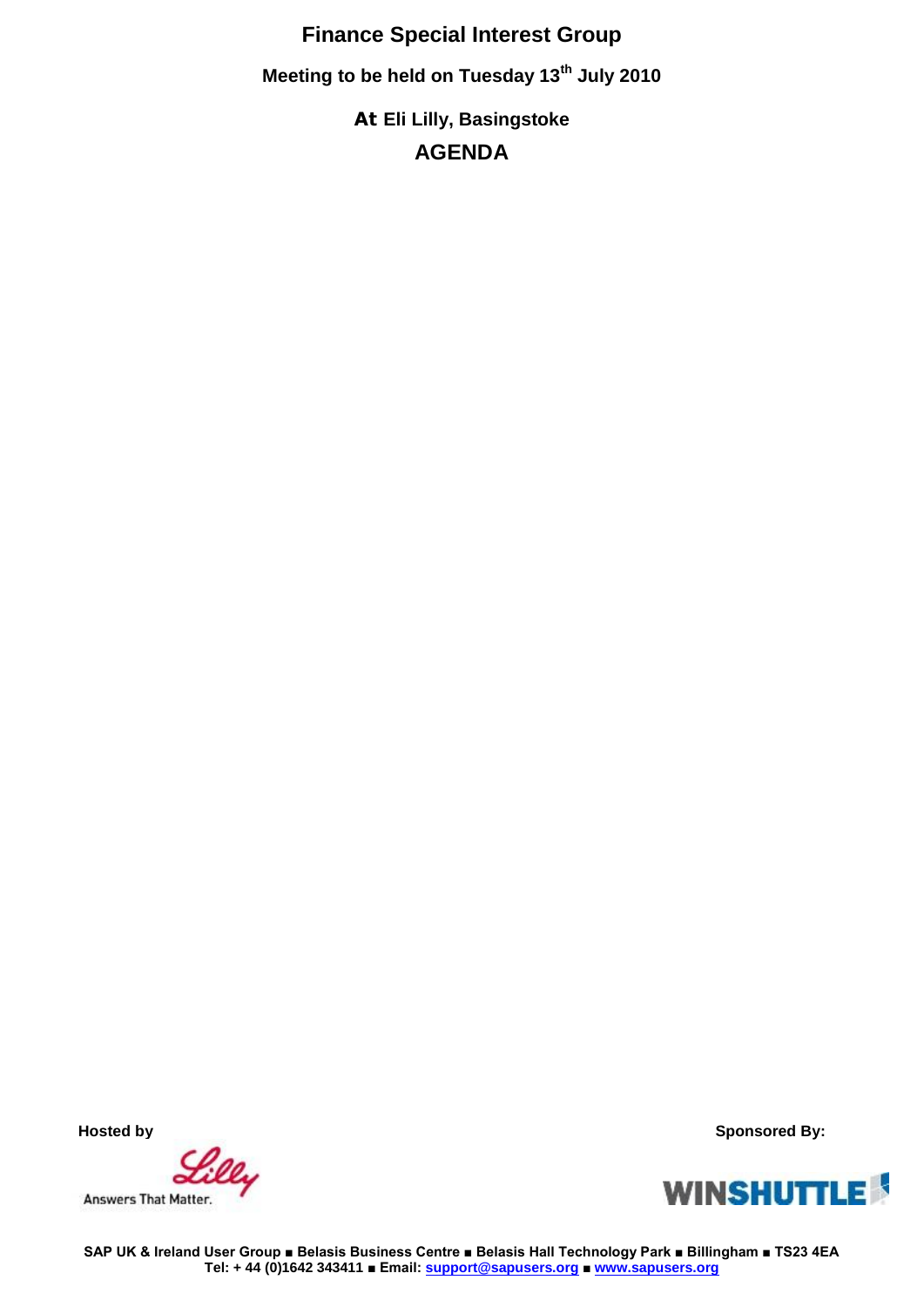# Finance Special Interest Group

## Meeting to be held on Tuesday 13th July 2010

## At Eli Lilly, Basingstoke

## AGENDA

**Hosted by**

Answers That Matter.

**Sponsored By:**

SAP UK & Ireland User Group ■ Belasis Business Centre ■ Belasis Hall Technology Park ■ Billingham ■ TS23 4EA
Tel: + 44 (0)1642 343411 ■ Email: support@sapusers.org ■ www.sapusers.org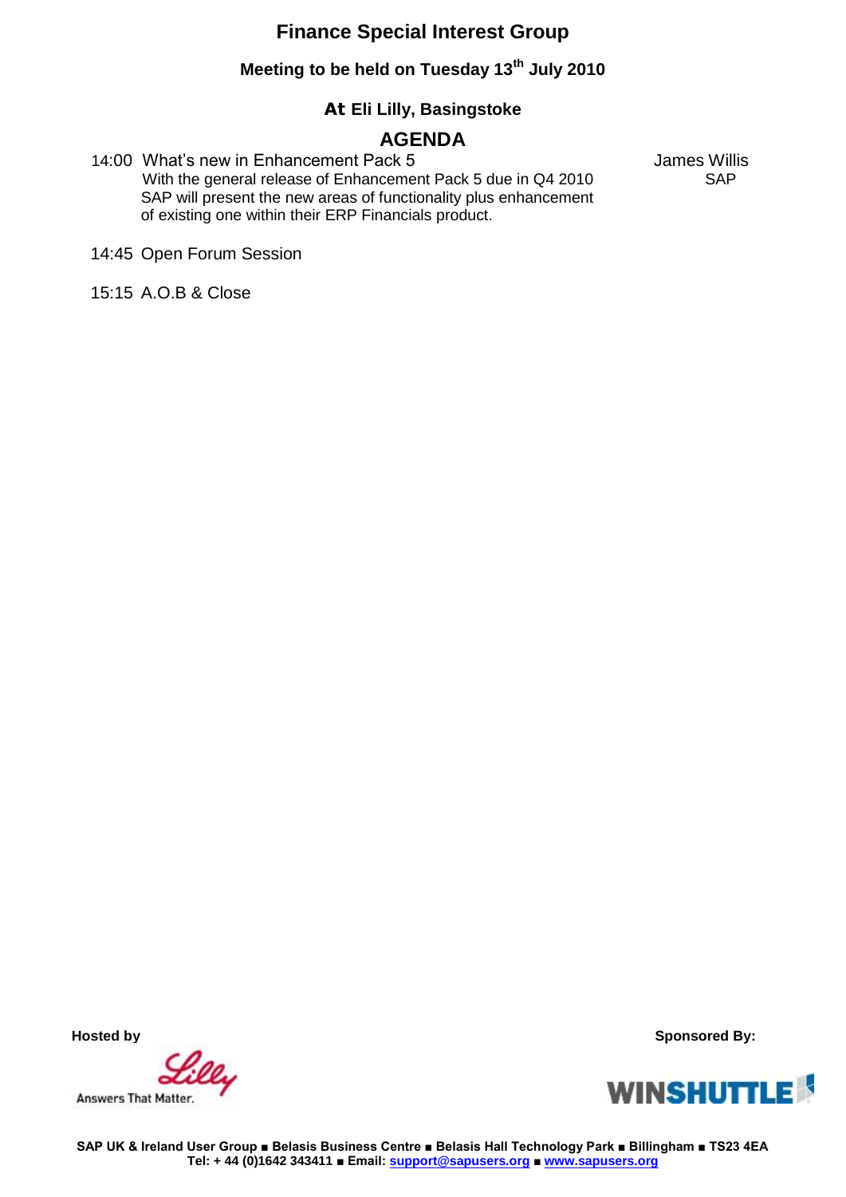# Finance Special Interest Group

## Meeting to be held on Tuesday 13th July 2010

### At Eli Lilly, Basingstoke

## AGENDA

| | | |
|---|---|---|
| 14:00 | What's new in Enhancement Pack 5<br>With the general release of Enhancement Pack 5 due in Q4 2010 SAP will present the new areas of functionality plus enhancement of existing one within their ERP Financials product. | James Willis<br>SAP |
| 14:45 | Open Forum Session | |
| 15:15 | A.O.B & Close | |

**Hosted by**

Lilly
Answers That Matter.

**Sponsored By:**

WINSHUTTLE

**SAP UK & Ireland User Group ■ Belasis Business Centre ■ Belasis Hall Technology Park ■ Billingham ■ TS23 4EA**
**Tel: + 44 (0)1642 343411 ■ Email: support@sapusers.org ■ www.sapusers.org**